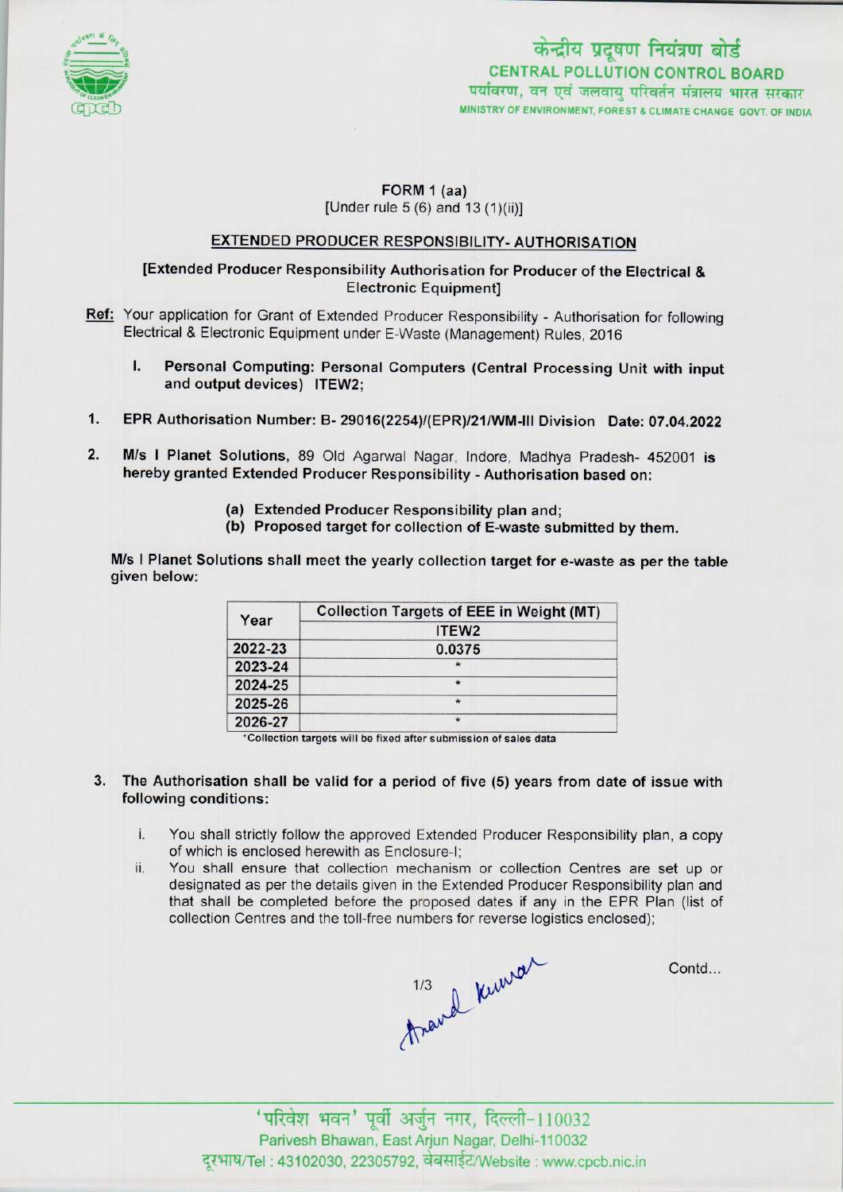केन्द्रीय प्रदूषण नियंत्रण बोर्ड
CENTRAL POLLUTION CONTROL BOARD
पर्यावरण, वन एवं जलवायु परिवर्तन मंत्रालय भारत सरकार
MINISTRY OF ENVIRONMENT, FOREST & CLIMATE CHANGE GOVT. OF INDIA

**FORM 1 (aa)**
[Under rule 5 (6) and 13 (1)(ii)]

## EXTENDED PRODUCER RESPONSIBILITY- AUTHORISATION

**[Extended Producer Responsibility Authorisation for Producer of the Electrical & Electronic Equipment]**

**Ref:** Your application for Grant of Extended Producer Responsibility - Authorisation for following Electrical & Electronic Equipment under E-Waste (Management) Rules, 2016

I. **Personal Computing: Personal Computers (Central Processing Unit with input and output devices) ITEW2;**

1. **EPR Authorisation Number: B- 29016(2254)/(EPR)/21/WM-III Division Date: 07.04.2022**

2. **M/s I Planet Solutions,** 89 Old Agarwal Nagar, Indore, Madhya Pradesh- 452001 **is hereby granted Extended Producer Responsibility - Authorisation based on:**

   (a) **Extended Producer Responsibility plan and;**
   (b) **Proposed target for collection of E-waste submitted by them.**

**M/s I Planet Solutions shall meet the yearly collection target for e-waste as per the table given below:**

| Year | Collection Targets of EEE in Weight (MT) |
|---|---|
| | ITEW2 |
| 2022-23 | 0.0375 |
| 2023-24 | * |
| 2024-25 | * |
| 2025-26 | * |
| 2026-27 | * |

*Collection targets will be fixed after submission of sales data

3. **The Authorisation shall be valid for a period of five (5) years from date of issue with following conditions:**

   i. You shall strictly follow the approved Extended Producer Responsibility plan, a copy of which is enclosed herewith as Enclosure-I;
   ii. You shall ensure that collection mechanism or collection Centres are set up or designated as per the details given in the Extended Producer Responsibility plan and that shall be completed before the proposed dates if any in the EPR Plan (list of collection Centres and the toll-free numbers for reverse logistics enclosed);

Anand Kumar

Contd...

'परिवेश भवन' पूर्वी अर्जुन नगर, दिल्ली-110032
Parivesh Bhawan, East Arjun Nagar, Delhi-110032
दूरभाष/Tel : 43102030, 22305792, वेबसाईट/Website : www.cpcb.nic.in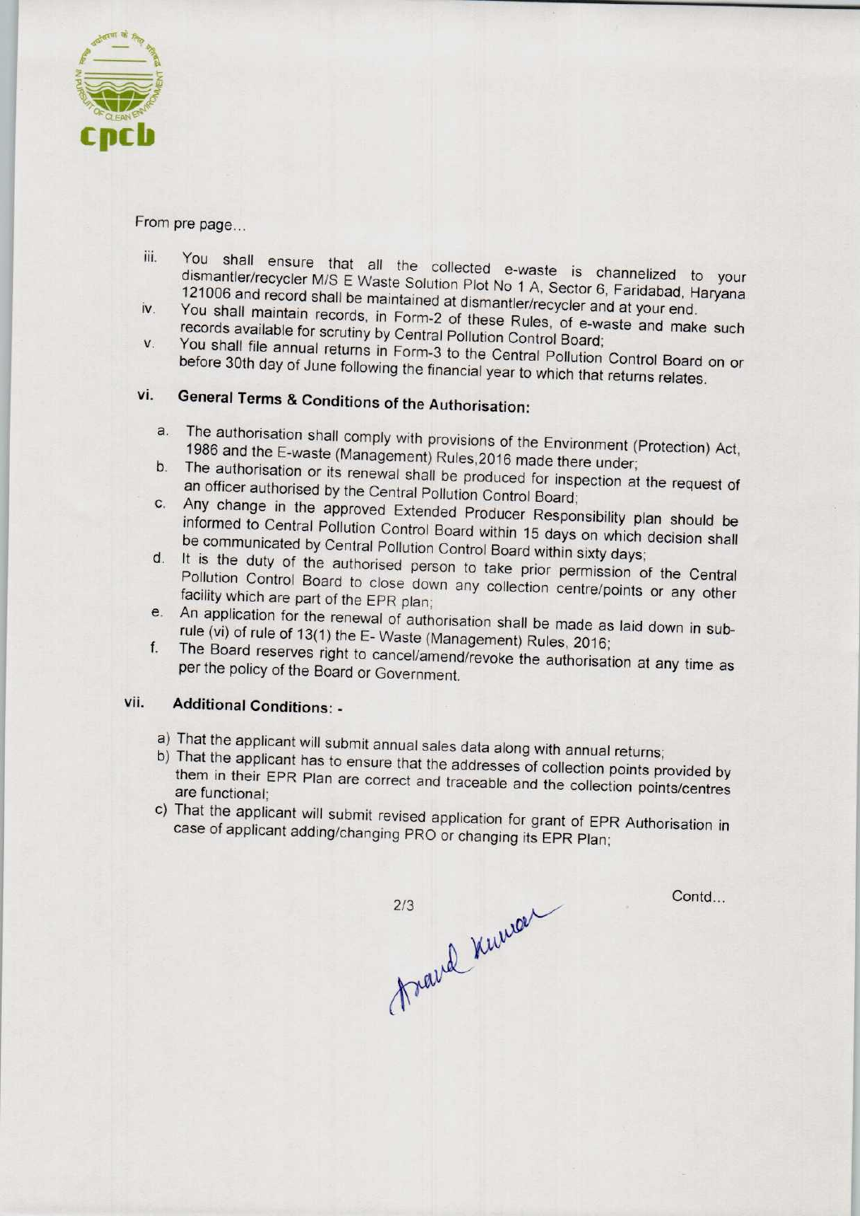From pre page...

iii. You shall ensure that all the collected e-waste is channelized to your dismantler/recycler M/S E Waste Solution Plot No 1 A, Sector 6, Faridabad, Haryana 121006 and record shall be maintained at dismantler/recycler and at your end.

iv. You shall maintain records, in Form-2 of these Rules, of e-waste and make such records available for scrutiny by Central Pollution Control Board;

v. You shall file annual returns in Form-3 to the Central Pollution Control Board on or before 30th day of June following the financial year to which that returns relates.

## vi. General Terms & Conditions of the Authorisation:

a. The authorisation shall comply with provisions of the Environment (Protection) Act, 1986 and the E-waste (Management) Rules,2016 made there under;

b. The authorisation or its renewal shall be produced for inspection at the request of an officer authorised by the Central Pollution Control Board;

c. Any change in the approved Extended Producer Responsibility plan should be informed to Central Pollution Control Board within 15 days on which decision shall be communicated by Central Pollution Control Board within sixty days;

d. It is the duty of the authorised person to take prior permission of the Central Pollution Control Board to close down any collection centre/points or any other facility which are part of the EPR plan;

e. An application for the renewal of authorisation shall be made as laid down in sub-rule (vi) of rule of 13(1) the E- Waste (Management) Rules, 2016;

f. The Board reserves right to cancel/amend/revoke the authorisation at any time as per the policy of the Board or Government.

## vii. Additional Conditions: -

a) That the applicant will submit annual sales data along with annual returns;

b) That the applicant has to ensure that the addresses of collection points provided by them in their EPR Plan are correct and traceable and the collection points/centres are functional;

c) That the applicant will submit revised application for grant of EPR Authorisation in case of applicant adding/changing PRO or changing its EPR Plan;

Contd...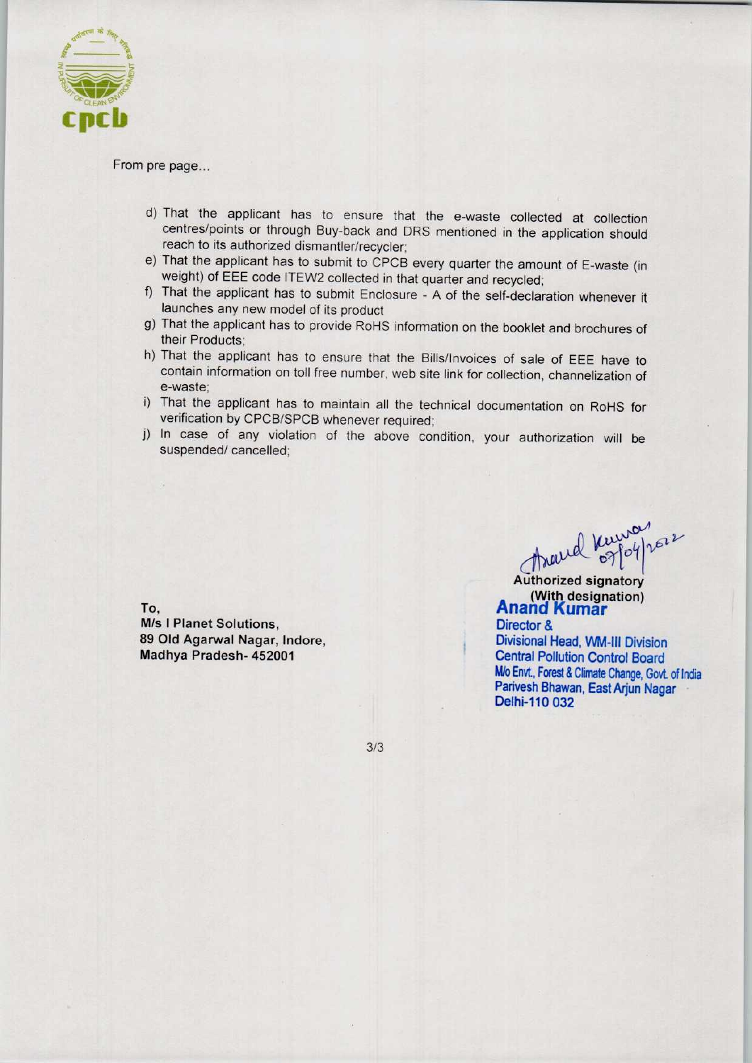From pre page...

d) That the applicant has to ensure that the e-waste collected at collection centres/points or through Buy-back and DRS mentioned in the application should reach to its authorized dismantler/recycler;
e) That the applicant has to submit to CPCB every quarter the amount of E-waste (in weight) of EEE code ITEW2 collected in that quarter and recycled;
f) That the applicant has to submit Enclosure - A of the self-declaration whenever it launches any new model of its product
g) That the applicant has to provide RoHS information on the booklet and brochures of their Products;
h) That the applicant has to ensure that the Bills/Invoices of sale of EEE have to contain information on toll free number, web site link for collection, channelization of e-waste;
i) That the applicant has to maintain all the technical documentation on RoHS for verification by CPCB/SPCB whenever required;
j) In case of any violation of the above condition, your authorization will be suspended/ cancelled;

Anand Kumar 07/04/2022

**Authorized signatory**
**(With designation)**

**Anand Kumar**
Director &
Divisional Head, WM-III Division
Central Pollution Control Board
M/o Envt., Forest & Climate Change, Govt. of India
Parivesh Bhawan, East Arjun Nagar
Delhi-110 032

To,
**M/s I Planet Solutions,**
**89 Old Agarwal Nagar, Indore,**
**Madhya Pradesh- 452001**